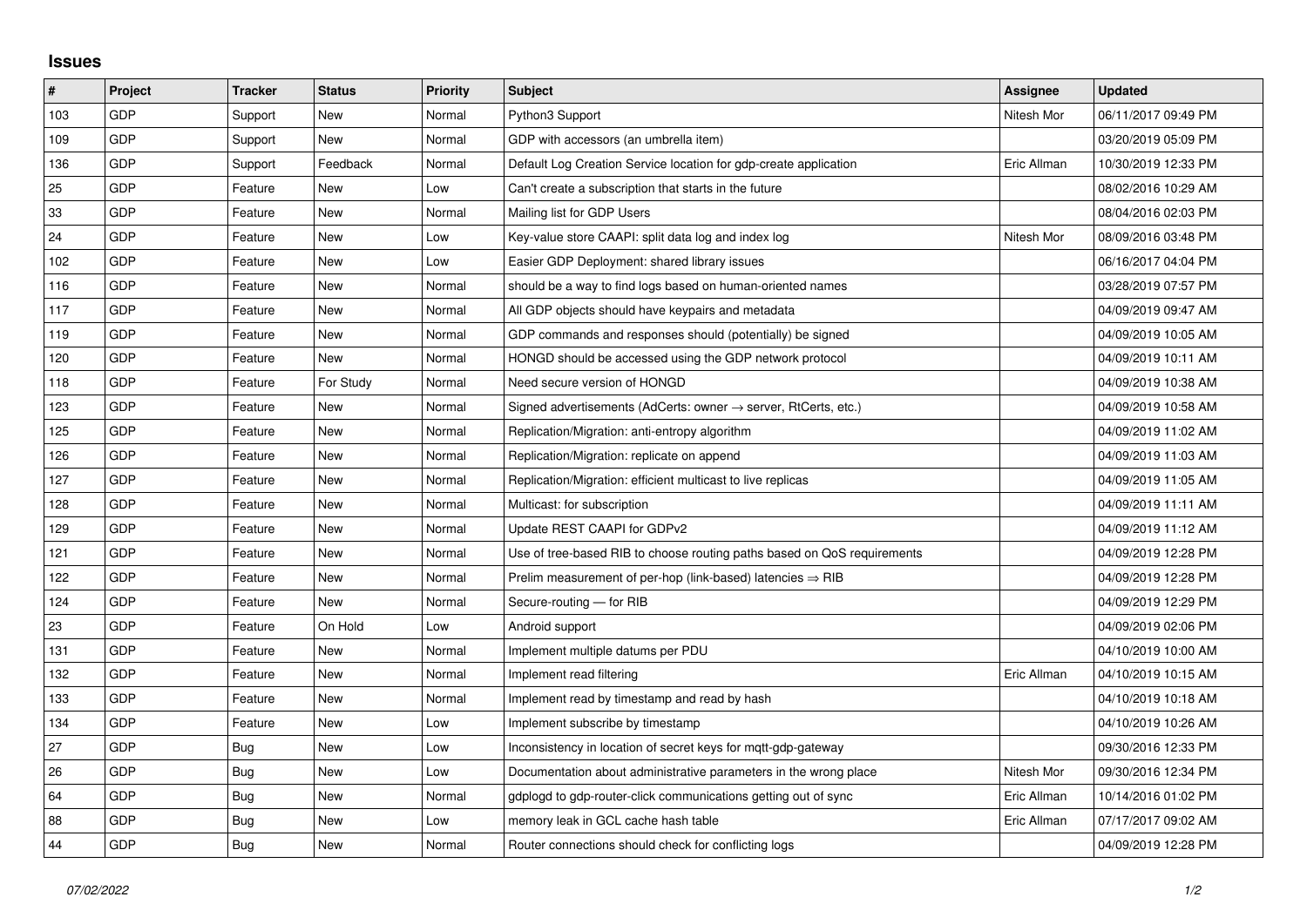# Issues

| # | Project | Tracker | Status | Priority | Subject | Assignee | Updated |
|---|---|---|---|---|---|---|---|
| 103 | GDP | Support | New | Normal | Python3 Support | Nitesh Mor | 06/11/2017 09:49 PM |
| 109 | GDP | Support | New | Normal | GDP with accessors (an umbrella item) | | 03/20/2019 05:09 PM |
| 136 | GDP | Support | Feedback | Normal | Default Log Creation Service location for gdp-create application | Eric Allman | 10/30/2019 12:33 PM |
| 25 | GDP | Feature | New | Low | Can't create a subscription that starts in the future | | 08/02/2016 10:29 AM |
| 33 | GDP | Feature | New | Normal | Mailing list for GDP Users | | 08/04/2016 02:03 PM |
| 24 | GDP | Feature | New | Low | Key-value store CAAPI: split data log and index log | Nitesh Mor | 08/09/2016 03:48 PM |
| 102 | GDP | Feature | New | Low | Easier GDP Deployment: shared library issues | | 06/16/2017 04:04 PM |
| 116 | GDP | Feature | New | Normal | should be a way to find logs based on human-oriented names | | 03/28/2019 07:57 PM |
| 117 | GDP | Feature | New | Normal | All GDP objects should have keypairs and metadata | | 04/09/2019 09:47 AM |
| 119 | GDP | Feature | New | Normal | GDP commands and responses should (potentially) be signed | | 04/09/2019 10:05 AM |
| 120 | GDP | Feature | New | Normal | HONGD should be accessed using the GDP network protocol | | 04/09/2019 10:11 AM |
| 118 | GDP | Feature | For Study | Normal | Need secure version of HONGD | | 04/09/2019 10:38 AM |
| 123 | GDP | Feature | New | Normal | Signed advertisements (AdCerts: owner → server, RtCerts, etc.) | | 04/09/2019 10:58 AM |
| 125 | GDP | Feature | New | Normal | Replication/Migration: anti-entropy algorithm | | 04/09/2019 11:02 AM |
| 126 | GDP | Feature | New | Normal | Replication/Migration: replicate on append | | 04/09/2019 11:03 AM |
| 127 | GDP | Feature | New | Normal | Replication/Migration: efficient multicast to live replicas | | 04/09/2019 11:05 AM |
| 128 | GDP | Feature | New | Normal | Multicast: for subscription | | 04/09/2019 11:11 AM |
| 129 | GDP | Feature | New | Normal | Update REST CAAPI for GDPv2 | | 04/09/2019 11:12 AM |
| 121 | GDP | Feature | New | Normal | Use of tree-based RIB to choose routing paths based on QoS requirements | | 04/09/2019 12:28 PM |
| 122 | GDP | Feature | New | Normal | Prelim measurement of per-hop (link-based) latencies ⇒ RIB | | 04/09/2019 12:28 PM |
| 124 | GDP | Feature | New | Normal | Secure-routing — for RIB | | 04/09/2019 12:29 PM |
| 23 | GDP | Feature | On Hold | Low | Android support | | 04/09/2019 02:06 PM |
| 131 | GDP | Feature | New | Normal | Implement multiple datums per PDU | | 04/10/2019 10:00 AM |
| 132 | GDP | Feature | New | Normal | Implement read filtering | Eric Allman | 04/10/2019 10:15 AM |
| 133 | GDP | Feature | New | Normal | Implement read by timestamp and read by hash | | 04/10/2019 10:18 AM |
| 134 | GDP | Feature | New | Low | Implement subscribe by timestamp | | 04/10/2019 10:26 AM |
| 27 | GDP | Bug | New | Low | Inconsistency in location of secret keys for mqtt-gdp-gateway | | 09/30/2016 12:33 PM |
| 26 | GDP | Bug | New | Low | Documentation about administrative parameters in the wrong place | Nitesh Mor | 09/30/2016 12:34 PM |
| 64 | GDP | Bug | New | Normal | gdplogd to gdp-router-click communications getting out of sync | Eric Allman | 10/14/2016 01:02 PM |
| 88 | GDP | Bug | New | Low | memory leak in GCL cache hash table | Eric Allman | 07/17/2017 09:02 AM |
| 44 | GDP | Bug | New | Normal | Router connections should check for conflicting logs | | 04/09/2019 12:28 PM |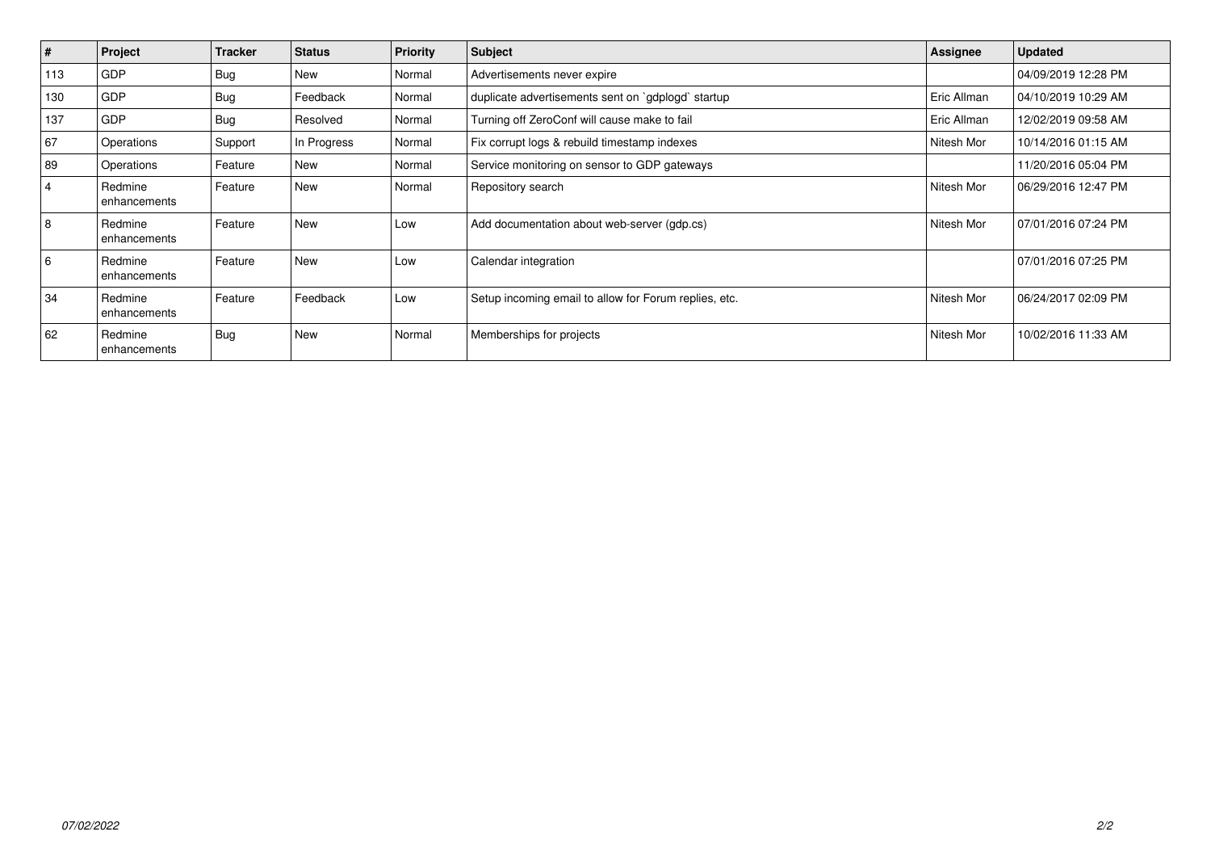| # | Project | Tracker | Status | Priority | Subject | Assignee | Updated |
|---|---|---|---|---|---|---|---|
| 113 | GDP | Bug | New | Normal | Advertisements never expire | | 04/09/2019 12:28 PM |
| 130 | GDP | Bug | Feedback | Normal | duplicate advertisements sent on `gdplogd` startup | Eric Allman | 04/10/2019 10:29 AM |
| 137 | GDP | Bug | Resolved | Normal | Turning off ZeroConf will cause make to fail | Eric Allman | 12/02/2019 09:58 AM |
| 67 | Operations | Support | In Progress | Normal | Fix corrupt logs & rebuild timestamp indexes | Nitesh Mor | 10/14/2016 01:15 AM |
| 89 | Operations | Feature | New | Normal | Service monitoring on sensor to GDP gateways | | 11/20/2016 05:04 PM |
| 4 | Redmine enhancements | Feature | New | Normal | Repository search | Nitesh Mor | 06/29/2016 12:47 PM |
| 8 | Redmine enhancements | Feature | New | Low | Add documentation about web-server (gdp.cs) | Nitesh Mor | 07/01/2016 07:24 PM |
| 6 | Redmine enhancements | Feature | New | Low | Calendar integration | | 07/01/2016 07:25 PM |
| 34 | Redmine enhancements | Feature | Feedback | Low | Setup incoming email to allow for Forum replies, etc. | Nitesh Mor | 06/24/2017 02:09 PM |
| 62 | Redmine enhancements | Bug | New | Normal | Memberships for projects | Nitesh Mor | 10/02/2016 11:33 AM |